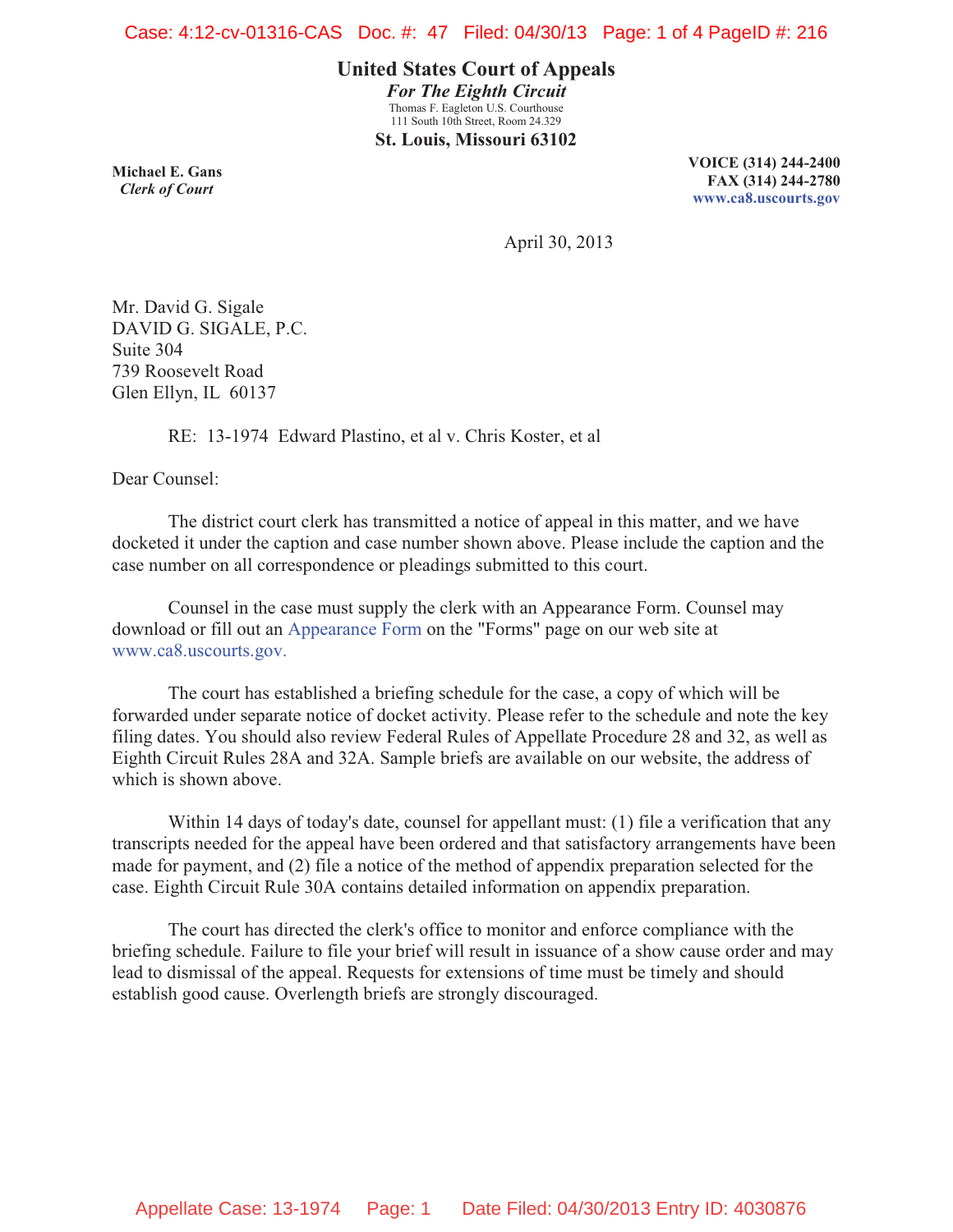**United States Court of Appeals**
*For The Eighth Circuit*
Thomas F. Eagleton U.S. Courthouse
111 South 10th Street, Room 24.329
**St. Louis, Missouri 63102**

**Michael E. Gans**
***Clerk of Court***

**VOICE (314) 244-2400**
**FAX (314) 244-2780**
**www.ca8.uscourts.gov**

April 30, 2013

Mr. David G. Sigale
DAVID G. SIGALE, P.C.
Suite 304
739 Roosevelt Road
Glen Ellyn, IL 60137

RE: 13-1974 Edward Plastino, et al v. Chris Koster, et al

Dear Counsel:

The district court clerk has transmitted a notice of appeal in this matter, and we have docketed it under the caption and case number shown above. Please include the caption and the case number on all correspondence or pleadings submitted to this court.

Counsel in the case must supply the clerk with an Appearance Form. Counsel may download or fill out an Appearance Form on the "Forms" page on our web site at www.ca8.uscourts.gov.

The court has established a briefing schedule for the case, a copy of which will be forwarded under separate notice of docket activity. Please refer to the schedule and note the key filing dates. You should also review Federal Rules of Appellate Procedure 28 and 32, as well as Eighth Circuit Rules 28A and 32A. Sample briefs are available on our website, the address of which is shown above.

Within 14 days of today's date, counsel for appellant must: (1) file a verification that any transcripts needed for the appeal have been ordered and that satisfactory arrangements have been made for payment, and (2) file a notice of the method of appendix preparation selected for the case. Eighth Circuit Rule 30A contains detailed information on appendix preparation.

The court has directed the clerk's office to monitor and enforce compliance with the briefing schedule. Failure to file your brief will result in issuance of a show cause order and may lead to dismissal of the appeal. Requests for extensions of time must be timely and should establish good cause. Overlength briefs are strongly discouraged.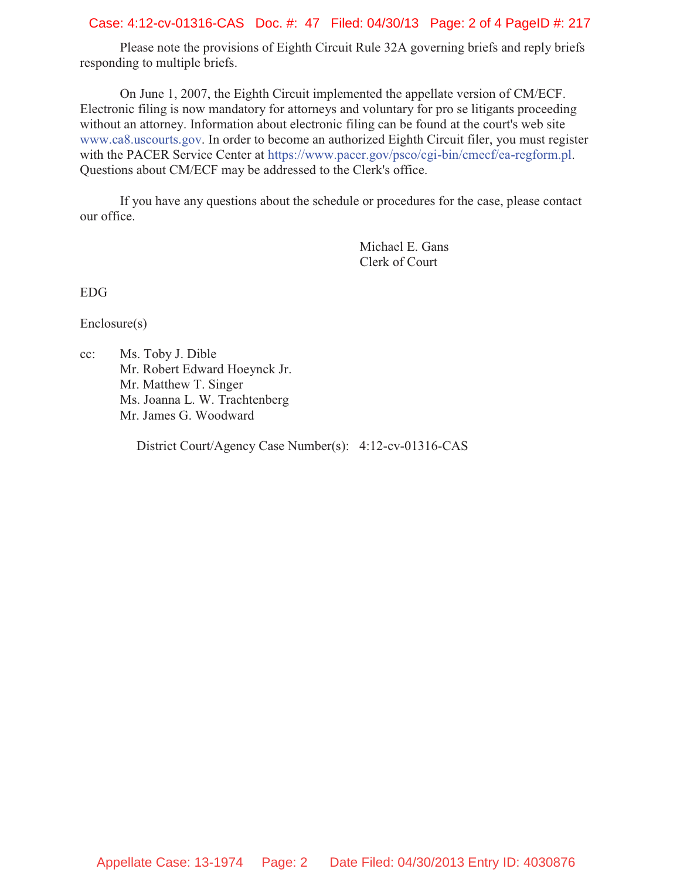Please note the provisions of Eighth Circuit Rule 32A governing briefs and reply briefs responding to multiple briefs.

On June 1, 2007, the Eighth Circuit implemented the appellate version of CM/ECF. Electronic filing is now mandatory for attorneys and voluntary for pro se litigants proceeding without an attorney. Information about electronic filing can be found at the court's web site www.ca8.uscourts.gov. In order to become an authorized Eighth Circuit filer, you must register with the PACER Service Center at https://www.pacer.gov/psco/cgi-bin/cmecf/ea-regform.pl. Questions about CM/ECF may be addressed to the Clerk's office.

If you have any questions about the schedule or procedures for the case, please contact our office.

Michael E. Gans
Clerk of Court

EDG

Enclosure(s)

cc: Ms. Toby J. Dible
Mr. Robert Edward Hoeynck Jr.
Mr. Matthew T. Singer
Ms. Joanna L. W. Trachtenberg
Mr. James G. Woodward

District Court/Agency Case Number(s): 4:12-cv-01316-CAS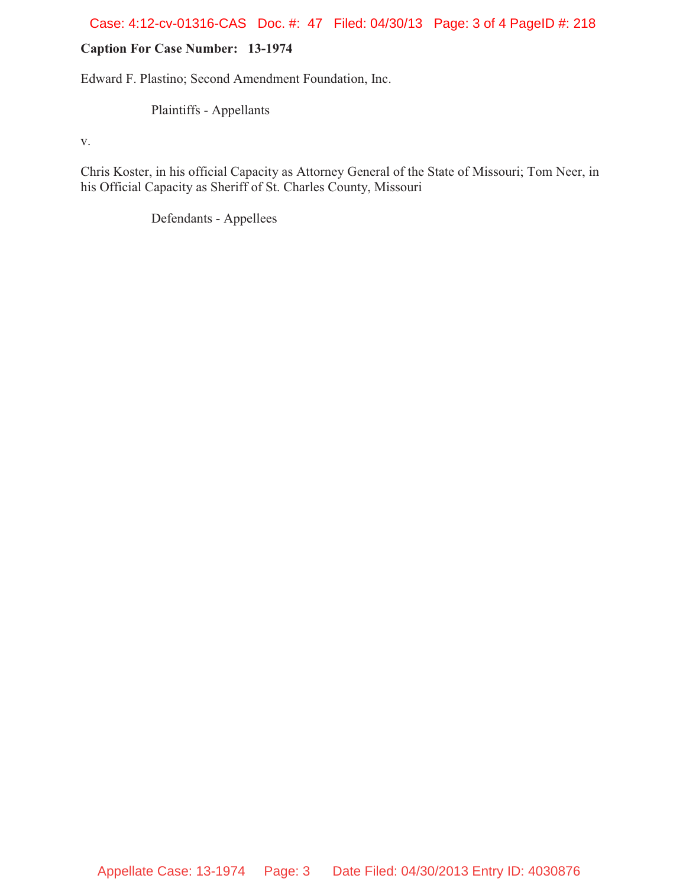**Caption For Case Number: 13-1974**

Edward F. Plastino; Second Amendment Foundation, Inc.

Plaintiffs - Appellants

v.

Chris Koster, in his official Capacity as Attorney General of the State of Missouri; Tom Neer, in his Official Capacity as Sheriff of St. Charles County, Missouri

Defendants - Appellees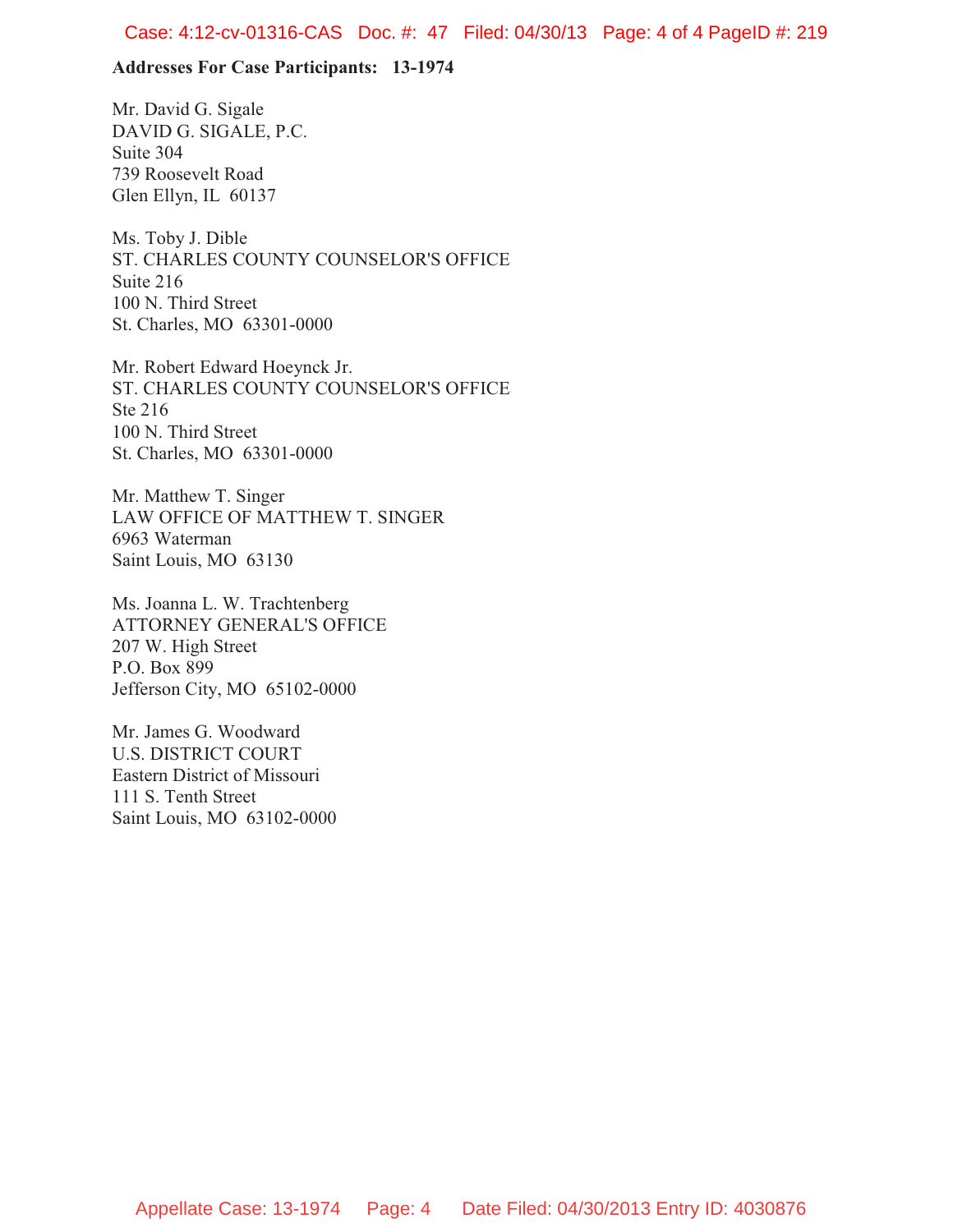**Addresses For Case Participants: 13-1974**

Mr. David G. Sigale
DAVID G. SIGALE, P.C.
Suite 304
739 Roosevelt Road
Glen Ellyn, IL 60137

Ms. Toby J. Dible
ST. CHARLES COUNTY COUNSELOR'S OFFICE
Suite 216
100 N. Third Street
St. Charles, MO 63301-0000

Mr. Robert Edward Hoeynck Jr.
ST. CHARLES COUNTY COUNSELOR'S OFFICE
Ste 216
100 N. Third Street
St. Charles, MO 63301-0000

Mr. Matthew T. Singer
LAW OFFICE OF MATTHEW T. SINGER
6963 Waterman
Saint Louis, MO 63130

Ms. Joanna L. W. Trachtenberg
ATTORNEY GENERAL'S OFFICE
207 W. High Street
P.O. Box 899
Jefferson City, MO 65102-0000

Mr. James G. Woodward
U.S. DISTRICT COURT
Eastern District of Missouri
111 S. Tenth Street
Saint Louis, MO 63102-0000